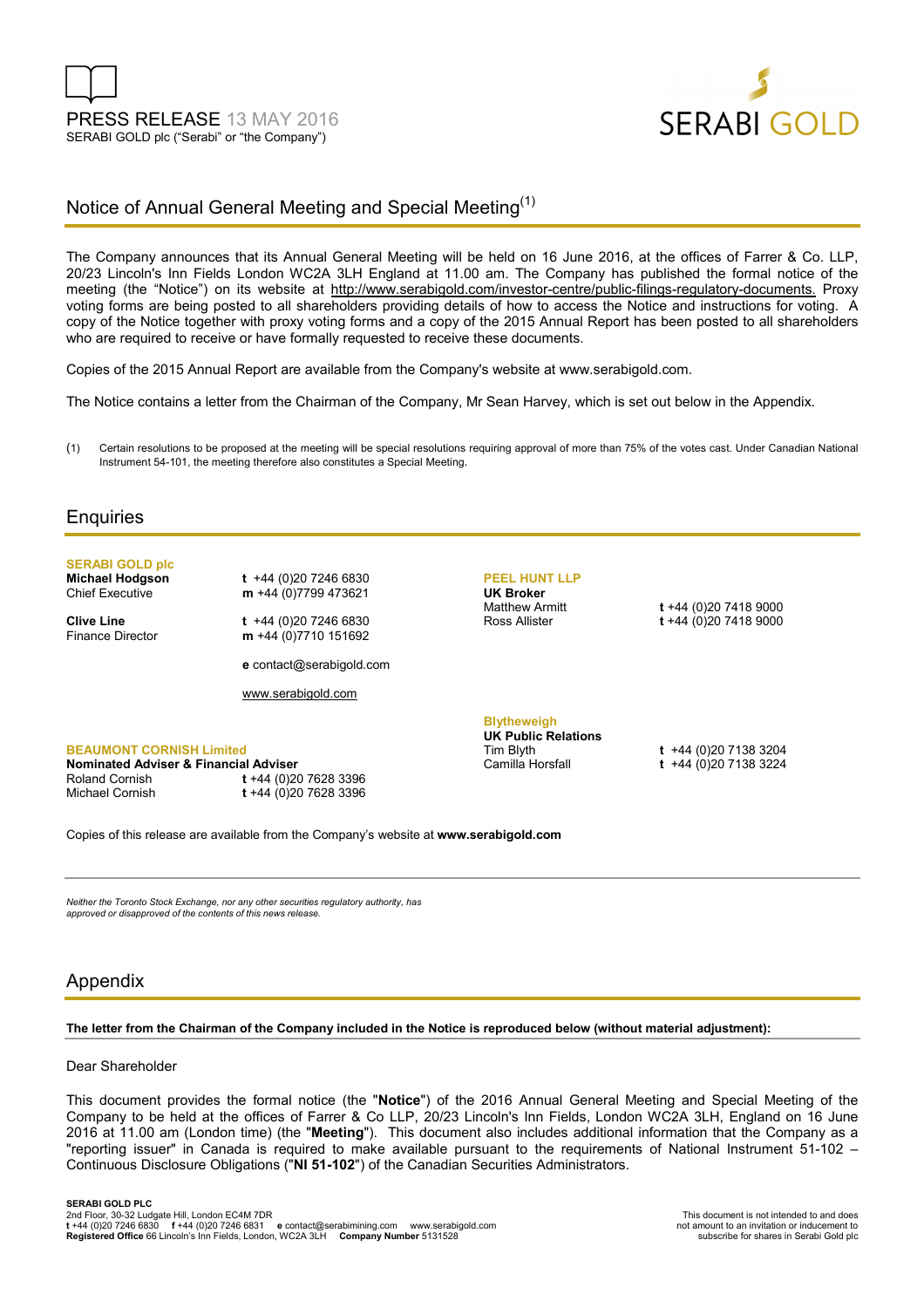PRESS RELEASE 13 MAY 2016
SERABI GOLD plc ("Serabi" or "the Company")

SERABI GOLD

# Notice of Annual General Meeting and Special Meeting[(1)]

The Company announces that its Annual General Meeting will be held on 16 June 2016, at the offices of Farrer & Co. LLP, 20/23 Lincoln's Inn Fields London WC2A 3LH England at 11.00 am. The Company has published the formal notice of the meeting (the "Notice") on its website at http://www.serabigold.com/investor-centre/public-filings-regulatory-documents. Proxy voting forms are being posted to all shareholders providing details of how to access the Notice and instructions for voting. A copy of the Notice together with proxy voting forms and a copy of the 2015 Annual Report has been posted to all shareholders who are required to receive or have formally requested to receive these documents.

Copies of the 2015 Annual Report are available from the Company's website at www.serabigold.com.

The Notice contains a letter from the Chairman of the Company, Mr Sean Harvey, which is set out below in the Appendix.

(1) Certain resolutions to be proposed at the meeting will be special resolutions requiring approval of more than 75% of the votes cast. Under Canadian National Instrument 54-101, the meeting therefore also constitutes a Special Meeting.

## Enquiries

**SERABI GOLD plc**

**Michael Hodgson**
Chief Executive
**t** +44 (0)20 7246 6830
**m** +44 (0)7799 473621

**Clive Line**
Finance Director
**t** +44 (0)20 7246 6830
**m** +44 (0)7710 151692

**e** contact@serabigold.com

www.serabigold.com

**BEAUMONT CORNISH Limited**
**Nominated Adviser & Financial Adviser**
Roland Cornish **t** +44 (0)20 7628 3396
Michael Cornish **t** +44 (0)20 7628 3396

**PEEL HUNT LLP**
**UK Broker**
Matthew Armitt **t** +44 (0)20 7418 9000
Ross Allister **t** +44 (0)20 7418 9000

**Blytheweigh**
**UK Public Relations**
Tim Blyth **t** +44 (0)20 7138 3204
Camilla Horsfall **t** +44 (0)20 7138 3224

Copies of this release are available from the Company's website at **www.serabigold.com**

*Neither the Toronto Stock Exchange, nor any other securities regulatory authority, has approved or disapproved of the contents of this news release.*

## Appendix

**The letter from the Chairman of the Company included in the Notice is reproduced below (without material adjustment):**

Dear Shareholder

This document provides the formal notice (the "**Notice**") of the 2016 Annual General Meeting and Special Meeting of the Company to be held at the offices of Farrer & Co LLP, 20/23 Lincoln's Inn Fields, London WC2A 3LH, England on 16 June 2016 at 11.00 am (London time) (the "**Meeting**"). This document also includes additional information that the Company as a "reporting issuer" in Canada is required to make available pursuant to the requirements of National Instrument 51-102 – Continuous Disclosure Obligations ("**NI 51-102**") of the Canadian Securities Administrators.

**SERABI GOLD PLC**
2nd Floor, 30-32 Ludgate Hill, London EC4M 7DR
**t** +44 (0)20 7246 6830 **f** +44 (0)20 7246 6831 **e** contact@serabimining.com www.serabigold.com
**Registered Office** 66 Lincoln's Inn Fields, London, WC2A 3LH **Company Number** 5131528

This document is not intended to and does not amount to an invitation or inducement to subscribe for shares in Serabi Gold plc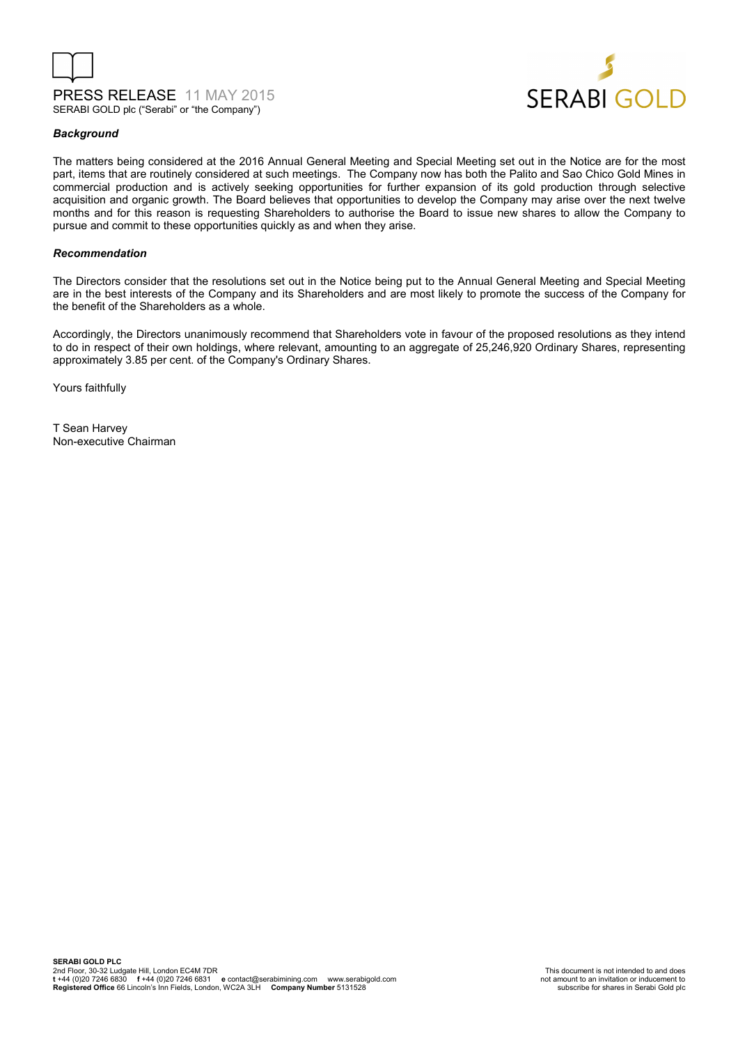### *Background*

The matters being considered at the 2016 Annual General Meeting and Special Meeting set out in the Notice are for the most part, items that are routinely considered at such meetings. The Company now has both the Palito and Sao Chico Gold Mines in commercial production and is actively seeking opportunities for further expansion of its gold production through selective acquisition and organic growth. The Board believes that opportunities to develop the Company may arise over the next twelve months and for this reason is requesting Shareholders to authorise the Board to issue new shares to allow the Company to pursue and commit to these opportunities quickly as and when they arise.

### *Recommendation*

The Directors consider that the resolutions set out in the Notice being put to the Annual General Meeting and Special Meeting are in the best interests of the Company and its Shareholders and are most likely to promote the success of the Company for the benefit of the Shareholders as a whole.

Accordingly, the Directors unanimously recommend that Shareholders vote in favour of the proposed resolutions as they intend to do in respect of their own holdings, where relevant, amounting to an aggregate of 25,246,920 Ordinary Shares, representing approximately 3.85 per cent. of the Company's Ordinary Shares.

Yours faithfully

T Sean Harvey
Non-executive Chairman